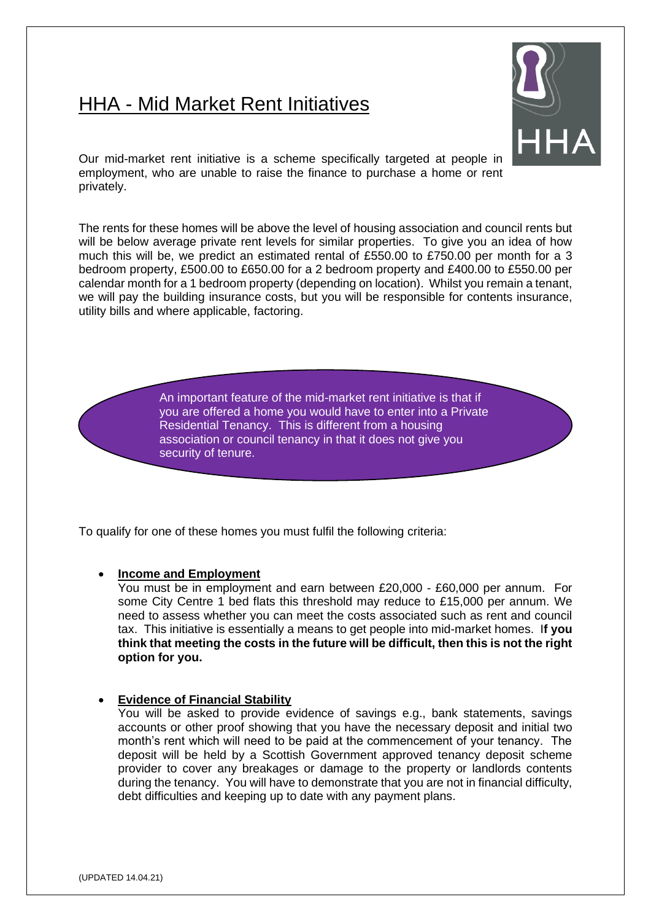# HHA - Mid Market Rent Initiatives

Our mid-market rent initiative is a scheme specifically targeted at people in employment, who are unable to raise the finance to purchase a home or rent privately.

The rents for these homes will be above the level of housing association and council rents but will be below average private rent levels for similar properties. To give you an idea of how much this will be, we predict an estimated rental of £550.00 to £750.00 per month for a 3 bedroom property, £500.00 to £650.00 for a 2 bedroom property and £400.00 to £550.00 per calendar month for a 1 bedroom property (depending on location). Whilst you remain a tenant, we will pay the building insurance costs, but you will be responsible for contents insurance, utility bills and where applicable, factoring.

An important feature of the mid-market rent initiative is that if you are offered a home you would have to enter into a Private Residential Tenancy. This is different from a housing association or council tenancy in that it does not give you security of tenure.

To qualify for one of these homes you must fulfil the following criteria:

- **Income and Employment**
  You must be in employment and earn between £20,000 - £60,000 per annum. For some City Centre 1 bed flats this threshold may reduce to £15,000 per annum. We need to assess whether you can meet the costs associated such as rent and council tax. This initiative is essentially a means to get people into mid-market homes. **If you think that meeting the costs in the future will be difficult, then this is not the right option for you.**

- **Evidence of Financial Stability**
  You will be asked to provide evidence of savings e.g., bank statements, savings accounts or other proof showing that you have the necessary deposit and initial two month's rent which will need to be paid at the commencement of your tenancy. The deposit will be held by a Scottish Government approved tenancy deposit scheme provider to cover any breakages or damage to the property or landlords contents during the tenancy. You will have to demonstrate that you are not in financial difficulty, debt difficulties and keeping up to date with any payment plans.

(UPDATED 14.04.21)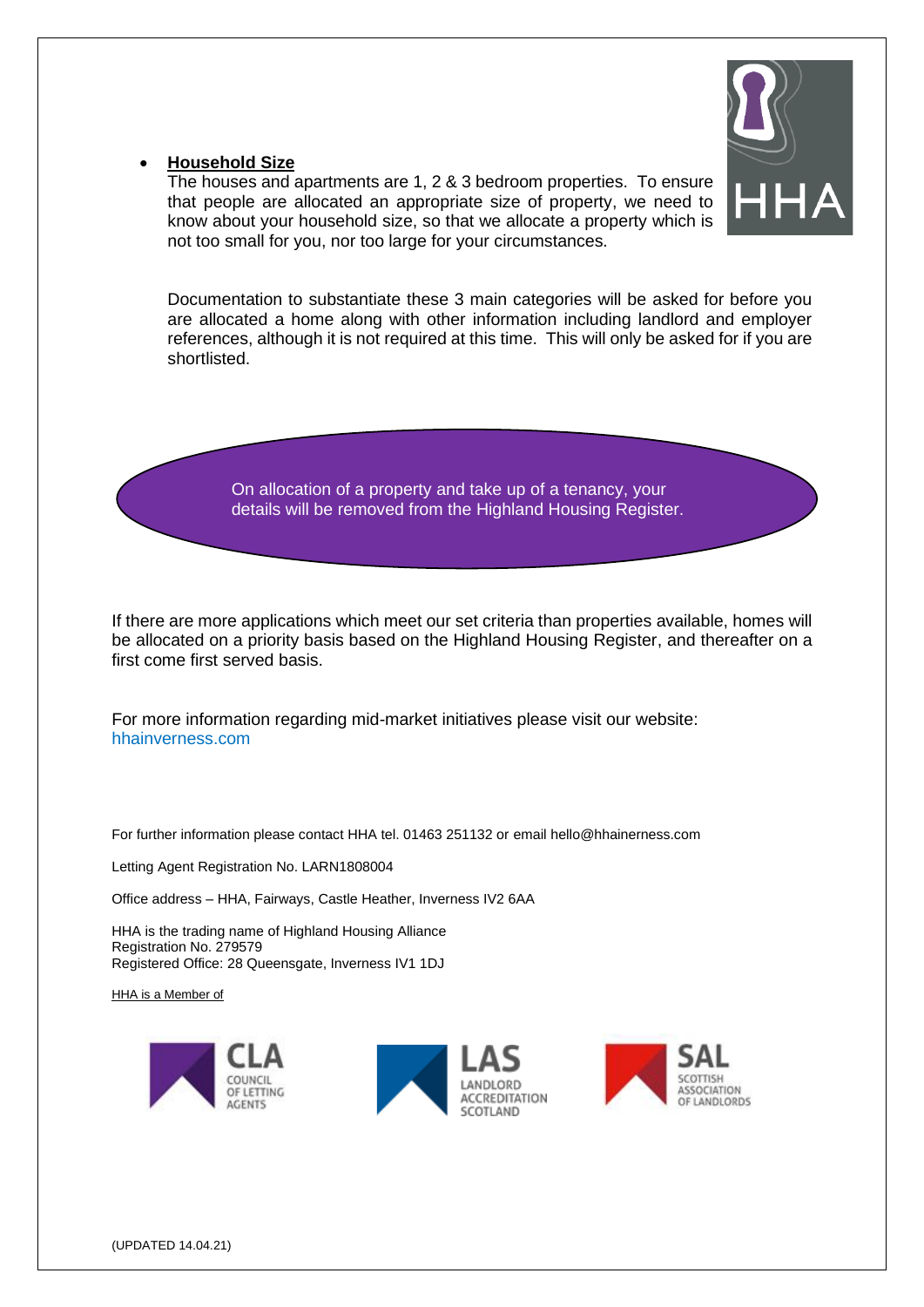- **Household Size**
  The houses and apartments are 1, 2 & 3 bedroom properties. To ensure that people are allocated an appropriate size of property, we need to know about your household size, so that we allocate a property which is not too small for you, nor too large for your circumstances.

  Documentation to substantiate these 3 main categories will be asked for before you are allocated a home along with other information including landlord and employer references, although it is not required at this time. This will only be asked for if you are shortlisted.

On allocation of a property and take up of a tenancy, your details will be removed from the Highland Housing Register.

If there are more applications which meet our set criteria than properties available, homes will be allocated on a priority basis based on the Highland Housing Register, and thereafter on a first come first served basis.

For more information regarding mid-market initiatives please visit our website:
hhainverness.com

For further information please contact HHA tel. 01463 251132 or email hello@hhainerness.com

Letting Agent Registration No. LARN1808004

Office address – HHA, Fairways, Castle Heather, Inverness IV2 6AA

HHA is the trading name of Highland Housing Alliance
Registration No. 279579
Registered Office: 28 Queensgate, Inverness IV1 1DJ

HHA is a Member of

CLA COUNCIL OF LETTING AGENTS

LAS LANDLORD ACCREDITATION SCOTLAND

SAL SCOTTISH ASSOCIATION OF LANDLORDS

(UPDATED 14.04.21)